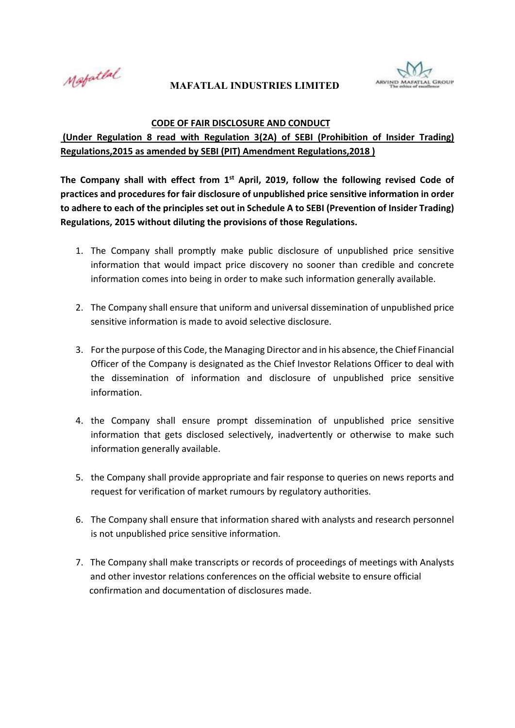# MAFATLAL INDUSTRIES LIMITED

## CODE OF FAIR DISCLOSURE AND CONDUCT

**(Under Regulation 8 read with Regulation 3(2A) of SEBI (Prohibition of Insider Trading) Regulations,2015 as amended by SEBI (PIT) Amendment Regulations,2018 )**

**The Company shall with effect from 1st April, 2019, follow the following revised Code of practices and procedures for fair disclosure of unpublished price sensitive information in order to adhere to each of the principles set out in Schedule A to SEBI (Prevention of Insider Trading) Regulations, 2015 without diluting the provisions of those Regulations.**

1. The Company shall promptly make public disclosure of unpublished price sensitive information that would impact price discovery no sooner than credible and concrete information comes into being in order to make such information generally available.

2. The Company shall ensure that uniform and universal dissemination of unpublished price sensitive information is made to avoid selective disclosure.

3. For the purpose of this Code, the Managing Director and in his absence, the Chief Financial Officer of the Company is designated as the Chief Investor Relations Officer to deal with the dissemination of information and disclosure of unpublished price sensitive information.

4. the Company shall ensure prompt dissemination of unpublished price sensitive information that gets disclosed selectively, inadvertently or otherwise to make such information generally available.

5. the Company shall provide appropriate and fair response to queries on news reports and request for verification of market rumours by regulatory authorities.

6. The Company shall ensure that information shared with analysts and research personnel is not unpublished price sensitive information.

7. The Company shall make transcripts or records of proceedings of meetings with Analysts and other investor relations conferences on the official website to ensure official confirmation and documentation of disclosures made.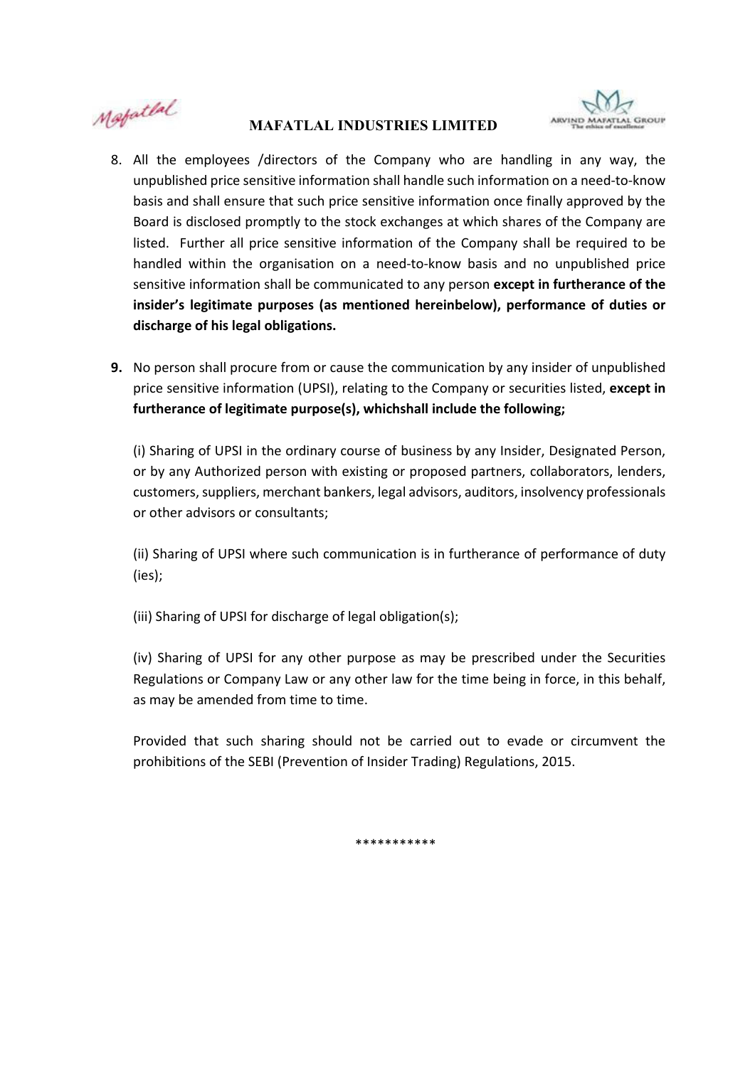8. All the employees /directors of the Company who are handling in any way, the unpublished price sensitive information shall handle such information on a need-to-know basis and shall ensure that such price sensitive information once finally approved by the Board is disclosed promptly to the stock exchanges at which shares of the Company are listed. Further all price sensitive information of the Company shall be required to be handled within the organisation on a need-to-know basis and no unpublished price sensitive information shall be communicated to any person **except in furtherance of the insider's legitimate purposes (as mentioned hereinbelow), performance of duties or discharge of his legal obligations.**

**9.** No person shall procure from or cause the communication by any insider of unpublished price sensitive information (UPSI), relating to the Company or securities listed, **except in furtherance of legitimate purpose(s), whichshall include the following;**

(i) Sharing of UPSI in the ordinary course of business by any Insider, Designated Person, or by any Authorized person with existing or proposed partners, collaborators, lenders, customers, suppliers, merchant bankers, legal advisors, auditors, insolvency professionals or other advisors or consultants;

(ii) Sharing of UPSI where such communication is in furtherance of performance of duty (ies);

(iii) Sharing of UPSI for discharge of legal obligation(s);

(iv) Sharing of UPSI for any other purpose as may be prescribed under the Securities Regulations or Company Law or any other law for the time being in force, in this behalf, as may be amended from time to time.

Provided that such sharing should not be carried out to evade or circumvent the prohibitions of the SEBI (Prevention of Insider Trading) Regulations, 2015.

***********